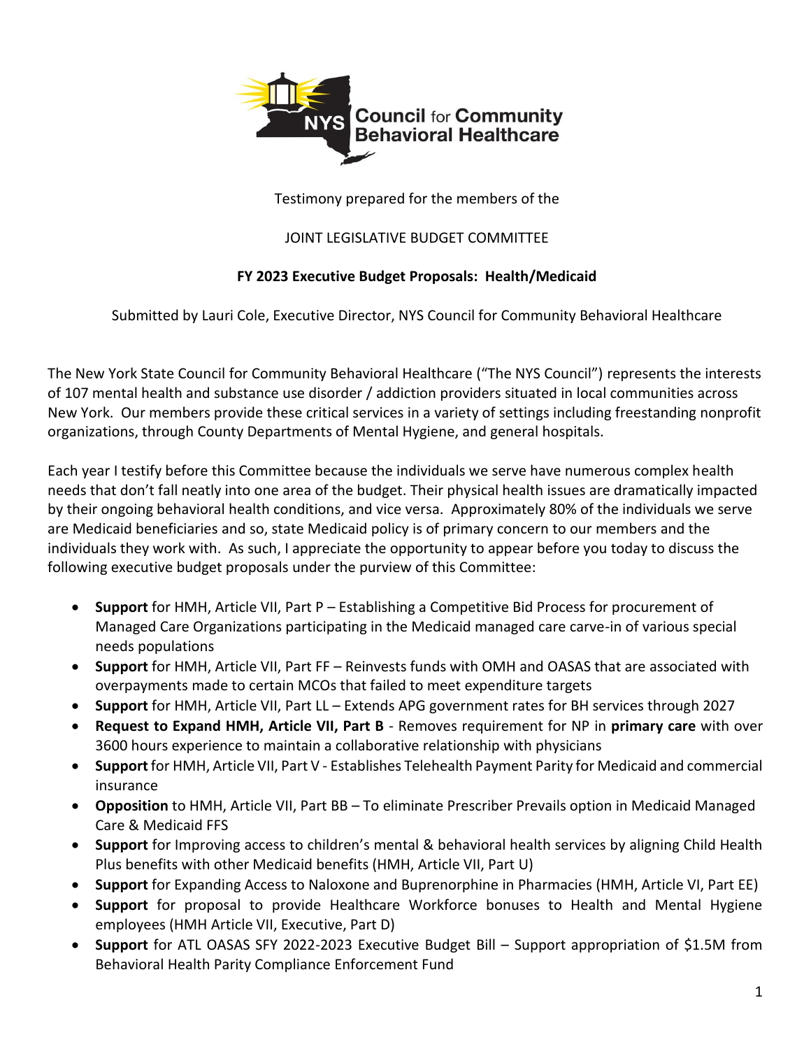NYS Council for Community Behavioral Healthcare

Testimony prepared for the members of the

JOINT LEGISLATIVE BUDGET COMMITTEE

**FY 2023 Executive Budget Proposals: Health/Medicaid**

Submitted by Lauri Cole, Executive Director, NYS Council for Community Behavioral Healthcare

The New York State Council for Community Behavioral Healthcare ("The NYS Council") represents the interests of 107 mental health and substance use disorder / addiction providers situated in local communities across New York. Our members provide these critical services in a variety of settings including freestanding nonprofit organizations, through County Departments of Mental Hygiene, and general hospitals.

Each year I testify before this Committee because the individuals we serve have numerous complex health needs that don't fall neatly into one area of the budget. Their physical health issues are dramatically impacted by their ongoing behavioral health conditions, and vice versa. Approximately 80% of the individuals we serve are Medicaid beneficiaries and so, state Medicaid policy is of primary concern to our members and the individuals they work with. As such, I appreciate the opportunity to appear before you today to discuss the following executive budget proposals under the purview of this Committee:

- **Support** for HMH, Article VII, Part P – Establishing a Competitive Bid Process for procurement of Managed Care Organizations participating in the Medicaid managed care carve-in of various special needs populations
- **Support** for HMH, Article VII, Part FF – Reinvests funds with OMH and OASAS that are associated with overpayments made to certain MCOs that failed to meet expenditure targets
- **Support** for HMH, Article VII, Part LL – Extends APG government rates for BH services through 2027
- **Request to Expand HMH, Article VII, Part B** - Removes requirement for NP in **primary care** with over 3600 hours experience to maintain a collaborative relationship with physicians
- **Support** for HMH, Article VII, Part V - Establishes Telehealth Payment Parity for Medicaid and commercial insurance
- **Opposition** to HMH, Article VII, Part BB – To eliminate Prescriber Prevails option in Medicaid Managed Care & Medicaid FFS
- **Support** for Improving access to children's mental & behavioral health services by aligning Child Health Plus benefits with other Medicaid benefits (HMH, Article VII, Part U)
- **Support** for Expanding Access to Naloxone and Buprenorphine in Pharmacies (HMH, Article VI, Part EE)
- **Support** for proposal to provide Healthcare Workforce bonuses to Health and Mental Hygiene employees (HMH Article VII, Executive, Part D)
- **Support** for ATL OASAS SFY 2022-2023 Executive Budget Bill – Support appropriation of $1.5M from Behavioral Health Parity Compliance Enforcement Fund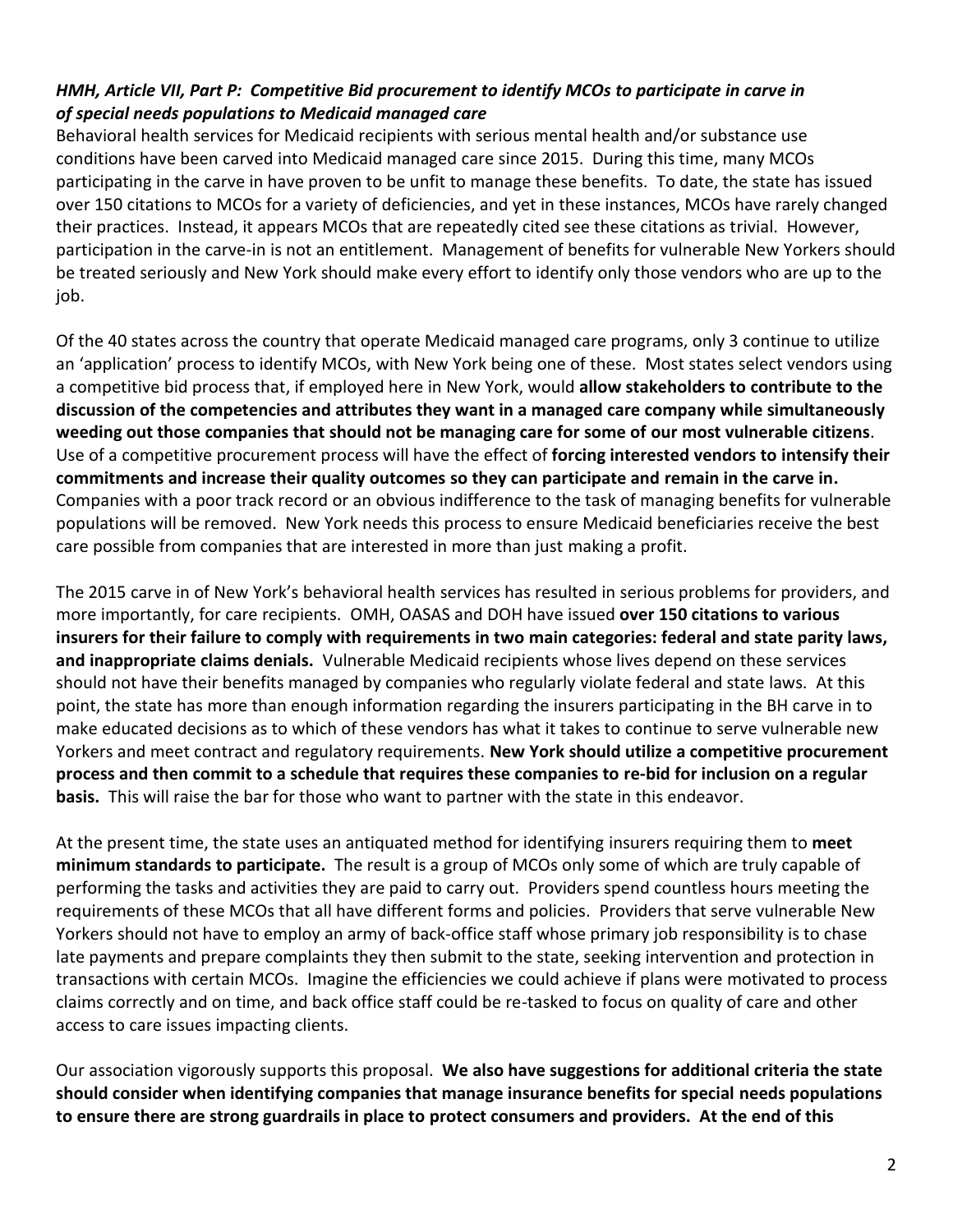***HMH, Article VII, Part P: Competitive Bid procurement to identify MCOs to participate in carve in of special needs populations to Medicaid managed care***

Behavioral health services for Medicaid recipients with serious mental health and/or substance use conditions have been carved into Medicaid managed care since 2015. During this time, many MCOs participating in the carve in have proven to be unfit to manage these benefits. To date, the state has issued over 150 citations to MCOs for a variety of deficiencies, and yet in these instances, MCOs have rarely changed their practices. Instead, it appears MCOs that are repeatedly cited see these citations as trivial. However, participation in the carve-in is not an entitlement. Management of benefits for vulnerable New Yorkers should be treated seriously and New York should make every effort to identify only those vendors who are up to the job.

Of the 40 states across the country that operate Medicaid managed care programs, only 3 continue to utilize an 'application' process to identify MCOs, with New York being one of these. Most states select vendors using a competitive bid process that, if employed here in New York, would **allow stakeholders to contribute to the discussion of the competencies and attributes they want in a managed care company while simultaneously weeding out those companies that should not be managing care for some of our most vulnerable citizens**. Use of a competitive procurement process will have the effect of **forcing interested vendors to intensify their commitments and increase their quality outcomes so they can participate and remain in the carve in.** Companies with a poor track record or an obvious indifference to the task of managing benefits for vulnerable populations will be removed. New York needs this process to ensure Medicaid beneficiaries receive the best care possible from companies that are interested in more than just making a profit.

The 2015 carve in of New York's behavioral health services has resulted in serious problems for providers, and more importantly, for care recipients. OMH, OASAS and DOH have issued **over 150 citations to various insurers for their failure to comply with requirements in two main categories: federal and state parity laws, and inappropriate claims denials.** Vulnerable Medicaid recipients whose lives depend on these services should not have their benefits managed by companies who regularly violate federal and state laws. At this point, the state has more than enough information regarding the insurers participating in the BH carve in to make educated decisions as to which of these vendors has what it takes to continue to serve vulnerable new Yorkers and meet contract and regulatory requirements. **New York should utilize a competitive procurement process and then commit to a schedule that requires these companies to re-bid for inclusion on a regular basis.** This will raise the bar for those who want to partner with the state in this endeavor.

At the present time, the state uses an antiquated method for identifying insurers requiring them to **meet minimum standards to participate.** The result is a group of MCOs only some of which are truly capable of performing the tasks and activities they are paid to carry out. Providers spend countless hours meeting the requirements of these MCOs that all have different forms and policies. Providers that serve vulnerable New Yorkers should not have to employ an army of back-office staff whose primary job responsibility is to chase late payments and prepare complaints they then submit to the state, seeking intervention and protection in transactions with certain MCOs. Imagine the efficiencies we could achieve if plans were motivated to process claims correctly and on time, and back office staff could be re-tasked to focus on quality of care and other access to care issues impacting clients.

Our association vigorously supports this proposal. **We also have suggestions for additional criteria the state should consider when identifying companies that manage insurance benefits for special needs populations to ensure there are strong guardrails in place to protect consumers and providers. At the end of this**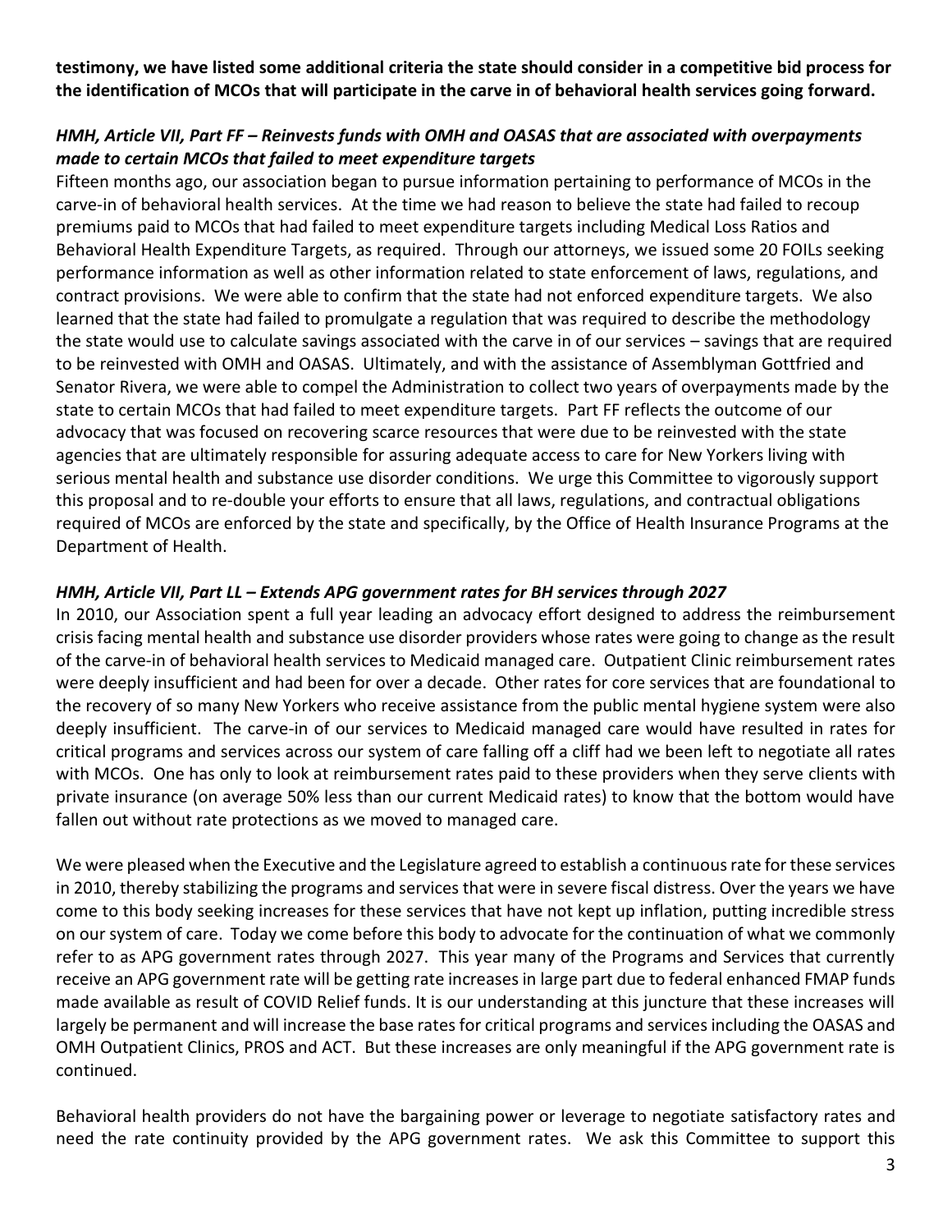**testimony, we have listed some additional criteria the state should consider in a competitive bid process for the identification of MCOs that will participate in the carve in of behavioral health services going forward.**

***HMH, Article VII, Part FF – Reinvests funds with OMH and OASAS that are associated with overpayments made to certain MCOs that failed to meet expenditure targets***

Fifteen months ago, our association began to pursue information pertaining to performance of MCOs in the carve-in of behavioral health services. At the time we had reason to believe the state had failed to recoup premiums paid to MCOs that had failed to meet expenditure targets including Medical Loss Ratios and Behavioral Health Expenditure Targets, as required. Through our attorneys, we issued some 20 FOILs seeking performance information as well as other information related to state enforcement of laws, regulations, and contract provisions. We were able to confirm that the state had not enforced expenditure targets. We also learned that the state had failed to promulgate a regulation that was required to describe the methodology the state would use to calculate savings associated with the carve in of our services – savings that are required to be reinvested with OMH and OASAS. Ultimately, and with the assistance of Assemblyman Gottfried and Senator Rivera, we were able to compel the Administration to collect two years of overpayments made by the state to certain MCOs that had failed to meet expenditure targets. Part FF reflects the outcome of our advocacy that was focused on recovering scarce resources that were due to be reinvested with the state agencies that are ultimately responsible for assuring adequate access to care for New Yorkers living with serious mental health and substance use disorder conditions. We urge this Committee to vigorously support this proposal and to re-double your efforts to ensure that all laws, regulations, and contractual obligations required of MCOs are enforced by the state and specifically, by the Office of Health Insurance Programs at the Department of Health.

***HMH, Article VII, Part LL – Extends APG government rates for BH services through 2027***

In 2010, our Association spent a full year leading an advocacy effort designed to address the reimbursement crisis facing mental health and substance use disorder providers whose rates were going to change as the result of the carve-in of behavioral health services to Medicaid managed care. Outpatient Clinic reimbursement rates were deeply insufficient and had been for over a decade. Other rates for core services that are foundational to the recovery of so many New Yorkers who receive assistance from the public mental hygiene system were also deeply insufficient. The carve-in of our services to Medicaid managed care would have resulted in rates for critical programs and services across our system of care falling off a cliff had we been left to negotiate all rates with MCOs. One has only to look at reimbursement rates paid to these providers when they serve clients with private insurance (on average 50% less than our current Medicaid rates) to know that the bottom would have fallen out without rate protections as we moved to managed care.

We were pleased when the Executive and the Legislature agreed to establish a continuous rate for these services in 2010, thereby stabilizing the programs and services that were in severe fiscal distress. Over the years we have come to this body seeking increases for these services that have not kept up inflation, putting incredible stress on our system of care. Today we come before this body to advocate for the continuation of what we commonly refer to as APG government rates through 2027. This year many of the Programs and Services that currently receive an APG government rate will be getting rate increases in large part due to federal enhanced FMAP funds made available as result of COVID Relief funds. It is our understanding at this juncture that these increases will largely be permanent and will increase the base rates for critical programs and services including the OASAS and OMH Outpatient Clinics, PROS and ACT. But these increases are only meaningful if the APG government rate is continued.

Behavioral health providers do not have the bargaining power or leverage to negotiate satisfactory rates and need the rate continuity provided by the APG government rates. We ask this Committee to support this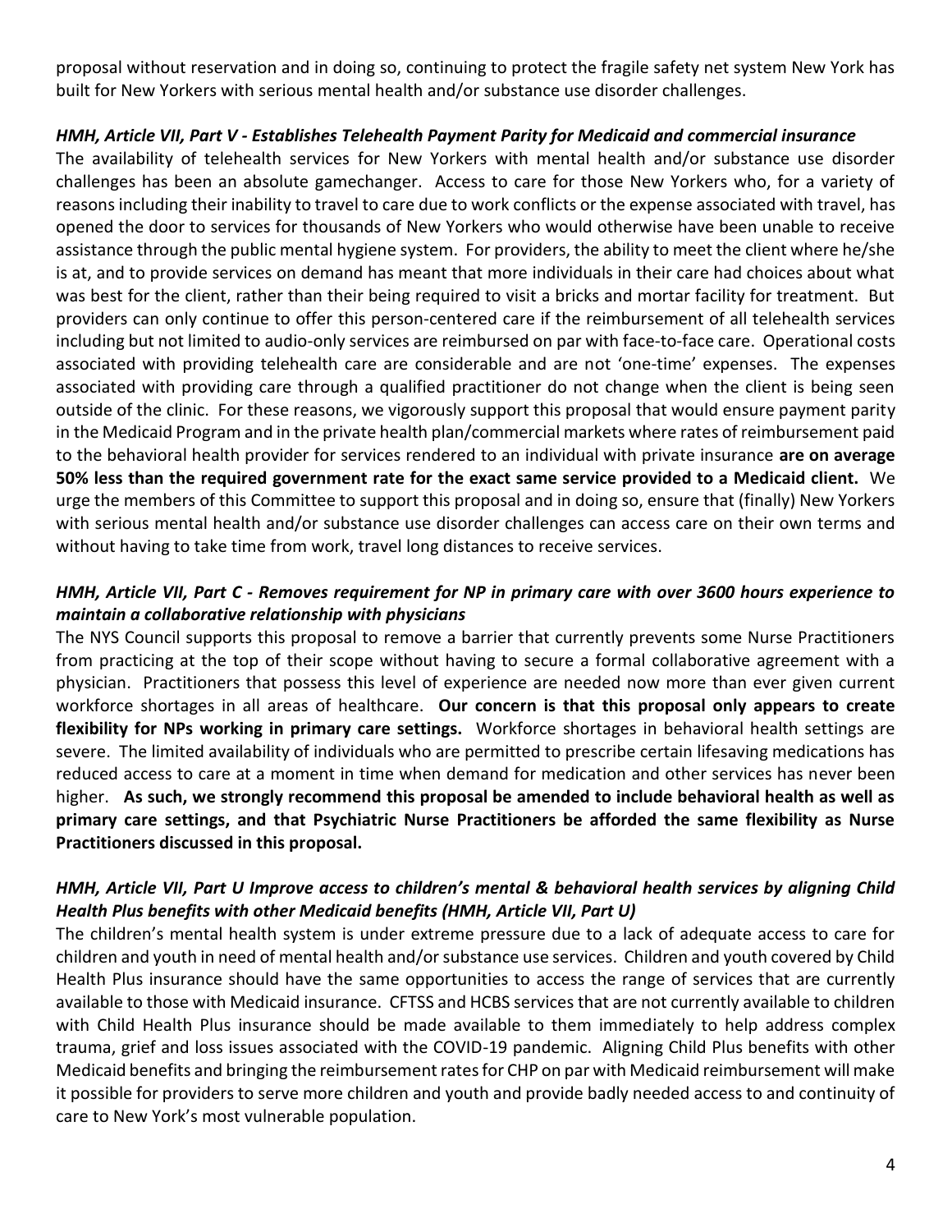proposal without reservation and in doing so, continuing to protect the fragile safety net system New York has built for New Yorkers with serious mental health and/or substance use disorder challenges.

***HMH, Article VII, Part V - Establishes Telehealth Payment Parity for Medicaid and commercial insurance***

The availability of telehealth services for New Yorkers with mental health and/or substance use disorder challenges has been an absolute gamechanger. Access to care for those New Yorkers who, for a variety of reasons including their inability to travel to care due to work conflicts or the expense associated with travel, has opened the door to services for thousands of New Yorkers who would otherwise have been unable to receive assistance through the public mental hygiene system. For providers, the ability to meet the client where he/she is at, and to provide services on demand has meant that more individuals in their care had choices about what was best for the client, rather than their being required to visit a bricks and mortar facility for treatment. But providers can only continue to offer this person-centered care if the reimbursement of all telehealth services including but not limited to audio-only services are reimbursed on par with face-to-face care. Operational costs associated with providing telehealth care are considerable and are not 'one-time' expenses. The expenses associated with providing care through a qualified practitioner do not change when the client is being seen outside of the clinic. For these reasons, we vigorously support this proposal that would ensure payment parity in the Medicaid Program and in the private health plan/commercial markets where rates of reimbursement paid to the behavioral health provider for services rendered to an individual with private insurance **are on average 50% less than the required government rate for the exact same service provided to a Medicaid client.** We urge the members of this Committee to support this proposal and in doing so, ensure that (finally) New Yorkers with serious mental health and/or substance use disorder challenges can access care on their own terms and without having to take time from work, travel long distances to receive services.

***HMH, Article VII, Part C - Removes requirement for NP in primary care with over 3600 hours experience to maintain a collaborative relationship with physicians***

The NYS Council supports this proposal to remove a barrier that currently prevents some Nurse Practitioners from practicing at the top of their scope without having to secure a formal collaborative agreement with a physician. Practitioners that possess this level of experience are needed now more than ever given current workforce shortages in all areas of healthcare. **Our concern is that this proposal only appears to create flexibility for NPs working in primary care settings.** Workforce shortages in behavioral health settings are severe. The limited availability of individuals who are permitted to prescribe certain lifesaving medications has reduced access to care at a moment in time when demand for medication and other services has never been higher. **As such, we strongly recommend this proposal be amended to include behavioral health as well as primary care settings, and that Psychiatric Nurse Practitioners be afforded the same flexibility as Nurse Practitioners discussed in this proposal.**

***HMH, Article VII, Part U Improve access to children's mental & behavioral health services by aligning Child Health Plus benefits with other Medicaid benefits (HMH, Article VII, Part U)***

The children's mental health system is under extreme pressure due to a lack of adequate access to care for children and youth in need of mental health and/or substance use services. Children and youth covered by Child Health Plus insurance should have the same opportunities to access the range of services that are currently available to those with Medicaid insurance. CFTSS and HCBS services that are not currently available to children with Child Health Plus insurance should be made available to them immediately to help address complex trauma, grief and loss issues associated with the COVID-19 pandemic. Aligning Child Plus benefits with other Medicaid benefits and bringing the reimbursement rates for CHP on par with Medicaid reimbursement will make it possible for providers to serve more children and youth and provide badly needed access to and continuity of care to New York's most vulnerable population.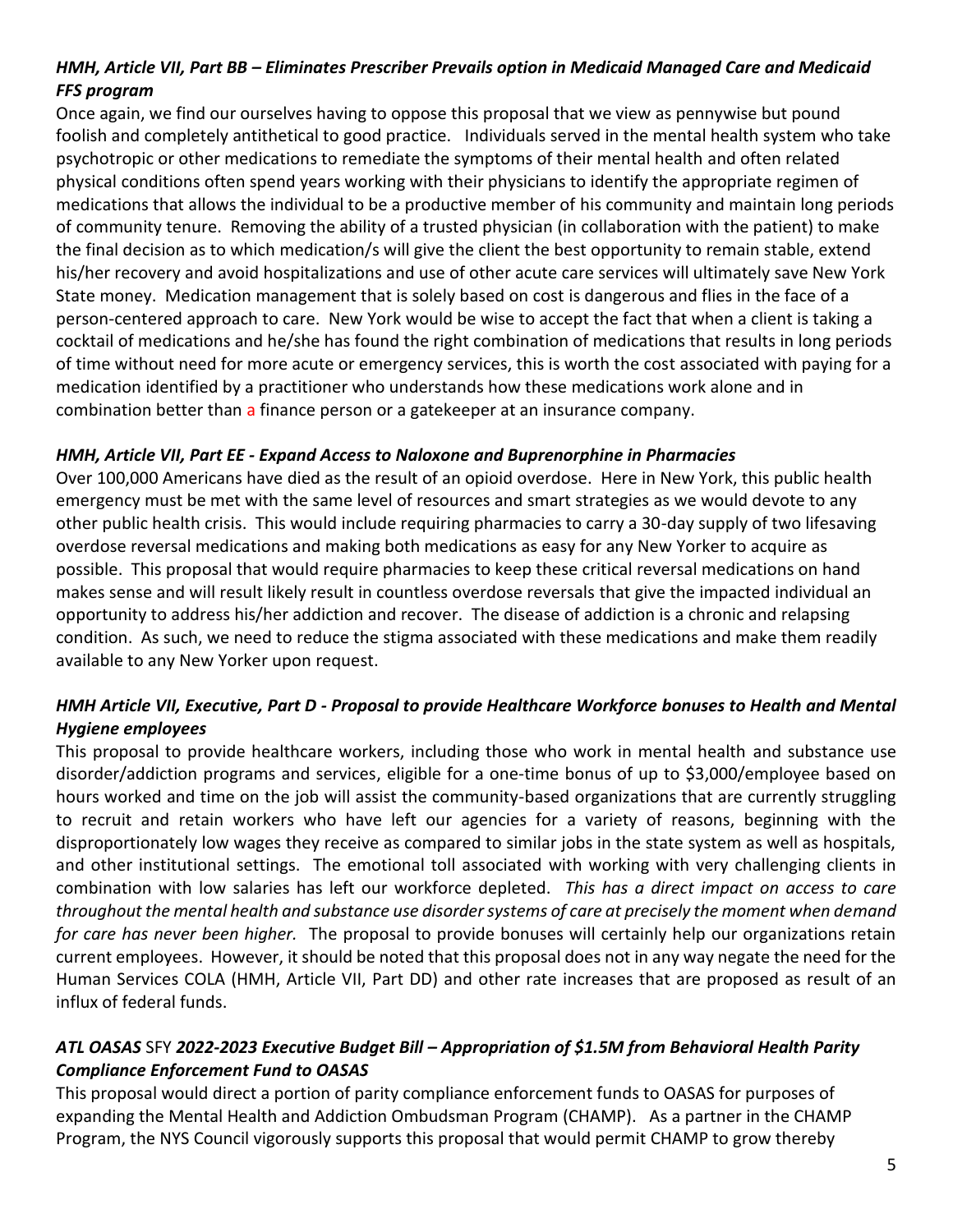***HMH, Article VII, Part BB – Eliminates Prescriber Prevails option in Medicaid Managed Care and Medicaid FFS program***

Once again, we find our ourselves having to oppose this proposal that we view as pennywise but pound foolish and completely antithetical to good practice. Individuals served in the mental health system who take psychotropic or other medications to remediate the symptoms of their mental health and often related physical conditions often spend years working with their physicians to identify the appropriate regimen of medications that allows the individual to be a productive member of his community and maintain long periods of community tenure. Removing the ability of a trusted physician (in collaboration with the patient) to make the final decision as to which medication/s will give the client the best opportunity to remain stable, extend his/her recovery and avoid hospitalizations and use of other acute care services will ultimately save New York State money. Medication management that is solely based on cost is dangerous and flies in the face of a person-centered approach to care. New York would be wise to accept the fact that when a client is taking a cocktail of medications and he/she has found the right combination of medications that results in long periods of time without need for more acute or emergency services, this is worth the cost associated with paying for a medication identified by a practitioner who understands how these medications work alone and in combination better than a finance person or a gatekeeper at an insurance company.

***HMH, Article VII, Part EE - Expand Access to Naloxone and Buprenorphine in Pharmacies***

Over 100,000 Americans have died as the result of an opioid overdose. Here in New York, this public health emergency must be met with the same level of resources and smart strategies as we would devote to any other public health crisis. This would include requiring pharmacies to carry a 30-day supply of two lifesaving overdose reversal medications and making both medications as easy for any New Yorker to acquire as possible. This proposal that would require pharmacies to keep these critical reversal medications on hand makes sense and will result likely result in countless overdose reversals that give the impacted individual an opportunity to address his/her addiction and recover. The disease of addiction is a chronic and relapsing condition. As such, we need to reduce the stigma associated with these medications and make them readily available to any New Yorker upon request.

***HMH Article VII, Executive, Part D - Proposal to provide Healthcare Workforce bonuses to Health and Mental Hygiene employees***

This proposal to provide healthcare workers, including those who work in mental health and substance use disorder/addiction programs and services, eligible for a one-time bonus of up to $3,000/employee based on hours worked and time on the job will assist the community-based organizations that are currently struggling to recruit and retain workers who have left our agencies for a variety of reasons, beginning with the disproportionately low wages they receive as compared to similar jobs in the state system as well as hospitals, and other institutional settings. The emotional toll associated with working with very challenging clients in combination with low salaries has left our workforce depleted. *This has a direct impact on access to care throughout the mental health and substance use disorder systems of care at precisely the moment when demand for care has never been higher.* The proposal to provide bonuses will certainly help our organizations retain current employees. However, it should be noted that this proposal does not in any way negate the need for the Human Services COLA (HMH, Article VII, Part DD) and other rate increases that are proposed as result of an influx of federal funds.

***ATL OASAS* SFY *2022-2023 Executive Budget Bill – Appropriation of $1.5M from Behavioral Health Parity Compliance Enforcement Fund to OASAS***

This proposal would direct a portion of parity compliance enforcement funds to OASAS for purposes of expanding the Mental Health and Addiction Ombudsman Program (CHAMP). As a partner in the CHAMP Program, the NYS Council vigorously supports this proposal that would permit CHAMP to grow thereby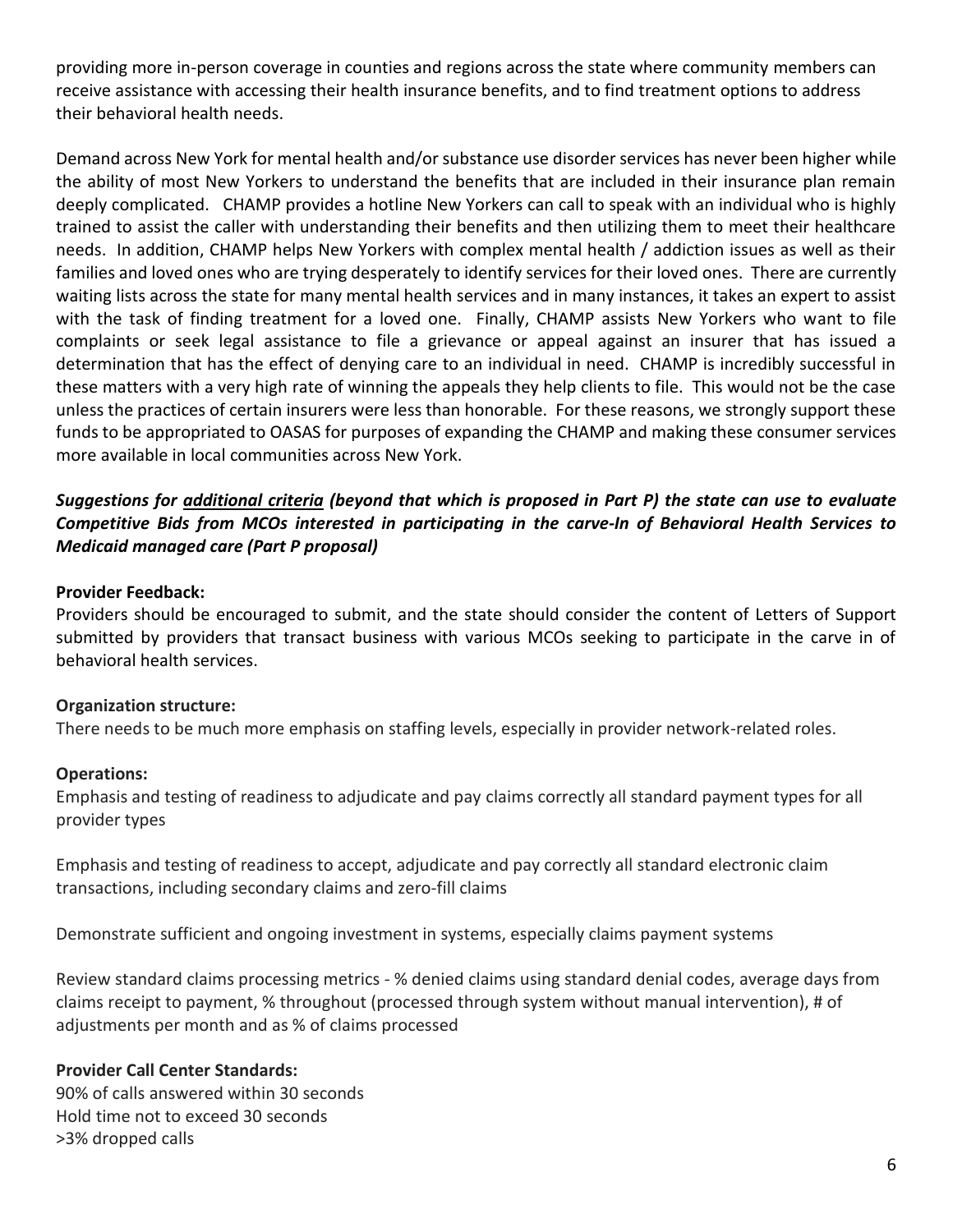providing more in-person coverage in counties and regions across the state where community members can receive assistance with accessing their health insurance benefits, and to find treatment options to address their behavioral health needs.

Demand across New York for mental health and/or substance use disorder services has never been higher while the ability of most New Yorkers to understand the benefits that are included in their insurance plan remain deeply complicated. CHAMP provides a hotline New Yorkers can call to speak with an individual who is highly trained to assist the caller with understanding their benefits and then utilizing them to meet their healthcare needs. In addition, CHAMP helps New Yorkers with complex mental health / addiction issues as well as their families and loved ones who are trying desperately to identify services for their loved ones. There are currently waiting lists across the state for many mental health services and in many instances, it takes an expert to assist with the task of finding treatment for a loved one. Finally, CHAMP assists New Yorkers who want to file complaints or seek legal assistance to file a grievance or appeal against an insurer that has issued a determination that has the effect of denying care to an individual in need. CHAMP is incredibly successful in these matters with a very high rate of winning the appeals they help clients to file. This would not be the case unless the practices of certain insurers were less than honorable. For these reasons, we strongly support these funds to be appropriated to OASAS for purposes of expanding the CHAMP and making these consumer services more available in local communities across New York.

***Suggestions for <u>additional criteria</u> (beyond that which is proposed in Part P) the state can use to evaluate Competitive Bids from MCOs interested in participating in the carve-In of Behavioral Health Services to Medicaid managed care (Part P proposal)***

**Provider Feedback:**
Providers should be encouraged to submit, and the state should consider the content of Letters of Support submitted by providers that transact business with various MCOs seeking to participate in the carve in of behavioral health services.

**Organization structure:**
There needs to be much more emphasis on staffing levels, especially in provider network-related roles.

**Operations:**
Emphasis and testing of readiness to adjudicate and pay claims correctly all standard payment types for all provider types

Emphasis and testing of readiness to accept, adjudicate and pay correctly all standard electronic claim transactions, including secondary claims and zero-fill claims

Demonstrate sufficient and ongoing investment in systems, especially claims payment systems

Review standard claims processing metrics - % denied claims using standard denial codes, average days from claims receipt to payment, % throughout (processed through system without manual intervention), # of adjustments per month and as % of claims processed

**Provider Call Center Standards:**
90% of calls answered within 30 seconds
Hold time not to exceed 30 seconds
>3% dropped calls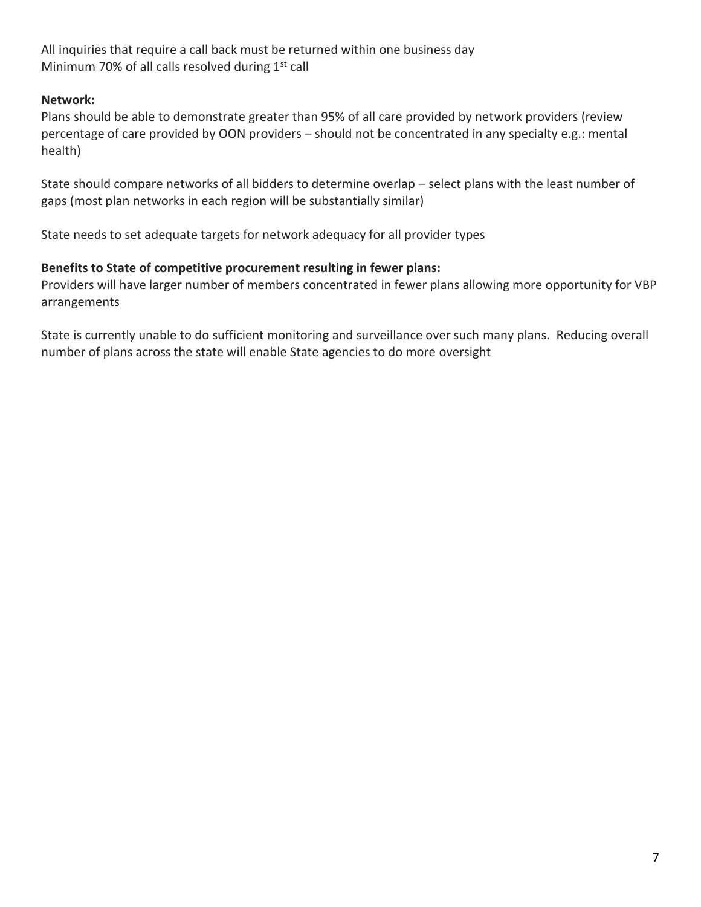All inquiries that require a call back must be returned within one business day
Minimum 70% of all calls resolved during 1st call

**Network:**
Plans should be able to demonstrate greater than 95% of all care provided by network providers (review percentage of care provided by OON providers – should not be concentrated in any specialty e.g.: mental health)

State should compare networks of all bidders to determine overlap – select plans with the least number of gaps (most plan networks in each region will be substantially similar)

State needs to set adequate targets for network adequacy for all provider types

**Benefits to State of competitive procurement resulting in fewer plans:**
Providers will have larger number of members concentrated in fewer plans allowing more opportunity for VBP arrangements

State is currently unable to do sufficient monitoring and surveillance over such many plans. Reducing overall number of plans across the state will enable State agencies to do more oversight